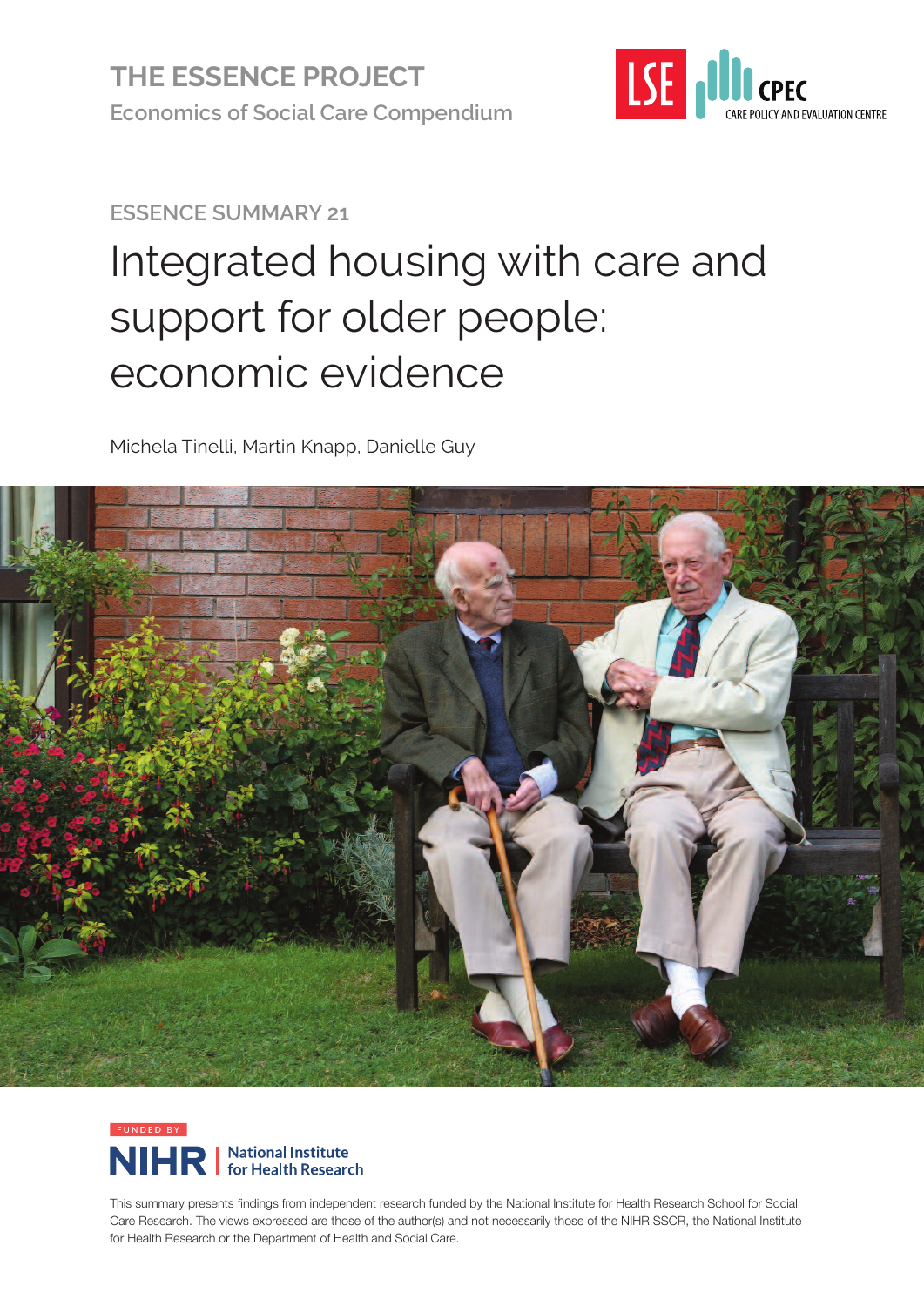THE ESSENCE PROJECT

Economics of Social Care Compendium

LSE CPEC CARE POLICY AND EVALUATION CENTRE

ESSENCE SUMMARY 21

# Integrated housing with care and support for older people: economic evidence

Michela Tinelli, Martin Knapp, Danielle Guy

FUNDED BY

NIHR | National Institute for Health Research

This summary presents findings from independent research funded by the National Institute for Health Research School for Social Care Research. The views expressed are those of the author(s) and not necessarily those of the NIHR SSCR, the National Institute for Health Research or the Department of Health and Social Care.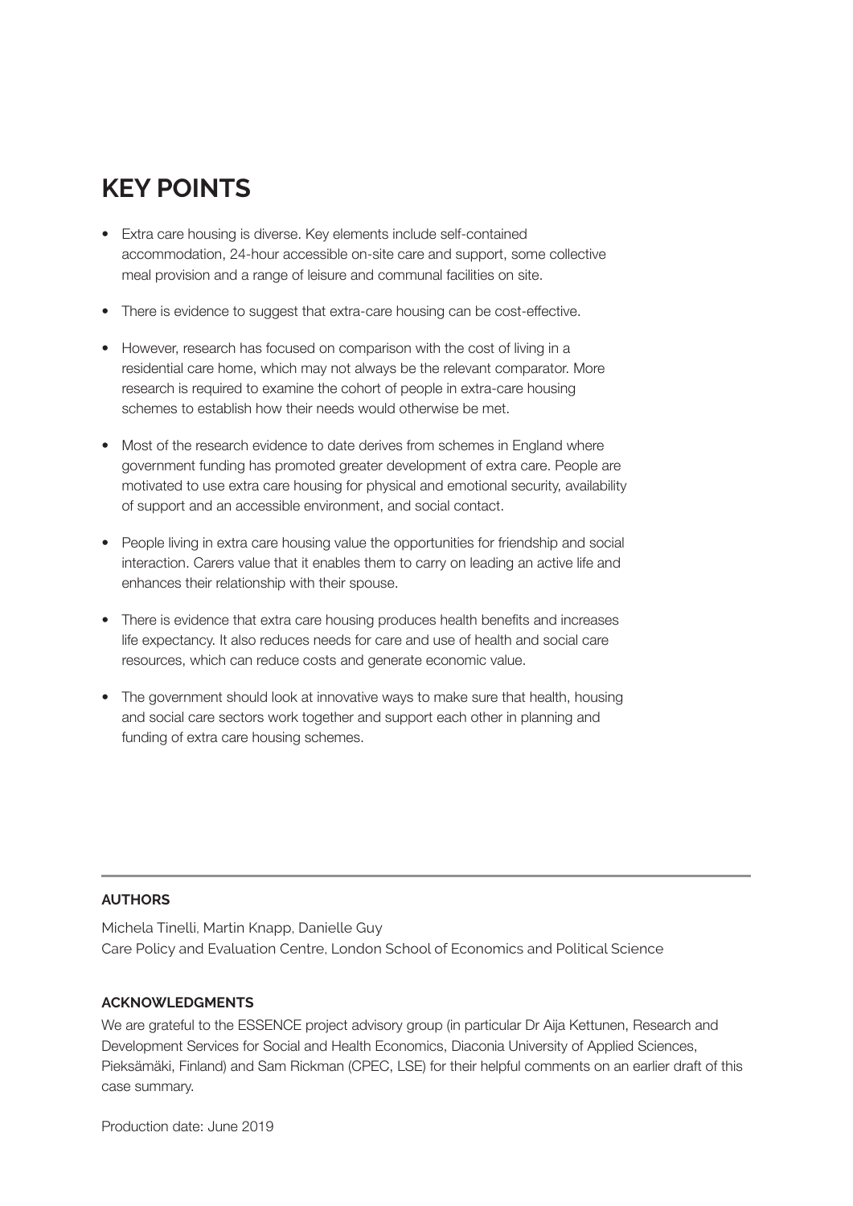## KEY POINTS

- Extra care housing is diverse. Key elements include self-contained accommodation, 24-hour accessible on-site care and support, some collective meal provision and a range of leisure and communal facilities on site.
- There is evidence to suggest that extra-care housing can be cost-effective.
- However, research has focused on comparison with the cost of living in a residential care home, which may not always be the relevant comparator. More research is required to examine the cohort of people in extra-care housing schemes to establish how their needs would otherwise be met.
- Most of the research evidence to date derives from schemes in England where government funding has promoted greater development of extra care. People are motivated to use extra care housing for physical and emotional security, availability of support and an accessible environment, and social contact.
- People living in extra care housing value the opportunities for friendship and social interaction. Carers value that it enables them to carry on leading an active life and enhances their relationship with their spouse.
- There is evidence that extra care housing produces health benefits and increases life expectancy. It also reduces needs for care and use of health and social care resources, which can reduce costs and generate economic value.
- The government should look at innovative ways to make sure that health, housing and social care sectors work together and support each other in planning and funding of extra care housing schemes.

---

**AUTHORS**

Michela Tinelli, Martin Knapp, Danielle Guy
Care Policy and Evaluation Centre, London School of Economics and Political Science

**ACKNOWLEDGMENTS**

We are grateful to the ESSENCE project advisory group (in particular Dr Aija Kettunen, Research and Development Services for Social and Health Economics, Diaconia University of Applied Sciences, Pieksämäki, Finland) and Sam Rickman (CPEC, LSE) for their helpful comments on an earlier draft of this case summary.

Production date: June 2019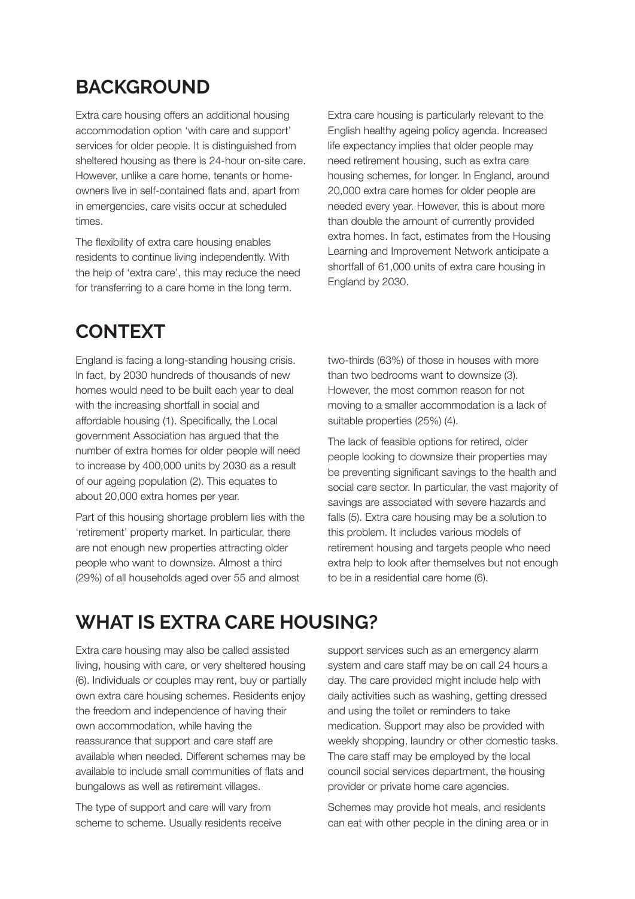## BACKGROUND

Extra care housing offers an additional housing accommodation option 'with care and support' services for older people. It is distinguished from sheltered housing as there is 24-hour on-site care. However, unlike a care home, tenants or home-owners live in self-contained flats and, apart from in emergencies, care visits occur at scheduled times.

The flexibility of extra care housing enables residents to continue living independently. With the help of 'extra care', this may reduce the need for transferring to a care home in the long term.

Extra care housing is particularly relevant to the English healthy ageing policy agenda. Increased life expectancy implies that older people may need retirement housing, such as extra care housing schemes, for longer. In England, around 20,000 extra care homes for older people are needed every year. However, this is about more than double the amount of currently provided extra homes. In fact, estimates from the Housing Learning and Improvement Network anticipate a shortfall of 61,000 units of extra care housing in England by 2030.

## CONTEXT

England is facing a long-standing housing crisis. In fact, by 2030 hundreds of thousands of new homes would need to be built each year to deal with the increasing shortfall in social and affordable housing (1). Specifically, the Local government Association has argued that the number of extra homes for older people will need to increase by 400,000 units by 2030 as a result of our ageing population (2). This equates to about 20,000 extra homes per year.

Part of this housing shortage problem lies with the 'retirement' property market. In particular, there are not enough new properties attracting older people who want to downsize. Almost a third (29%) of all households aged over 55 and almost two-thirds (63%) of those in houses with more than two bedrooms want to downsize (3). However, the most common reason for not moving to a smaller accommodation is a lack of suitable properties (25%) (4).

The lack of feasible options for retired, older people looking to downsize their properties may be preventing significant savings to the health and social care sector. In particular, the vast majority of savings are associated with severe hazards and falls (5). Extra care housing may be a solution to this problem. It includes various models of retirement housing and targets people who need extra help to look after themselves but not enough to be in a residential care home (6).

## WHAT IS EXTRA CARE HOUSING?

Extra care housing may also be called assisted living, housing with care, or very sheltered housing (6). Individuals or couples may rent, buy or partially own extra care housing schemes. Residents enjoy the freedom and independence of having their own accommodation, while having the reassurance that support and care staff are available when needed. Different schemes may be available to include small communities of flats and bungalows as well as retirement villages.

The type of support and care will vary from scheme to scheme. Usually residents receive support services such as an emergency alarm system and care staff may be on call 24 hours a day. The care provided might include help with daily activities such as washing, getting dressed and using the toilet or reminders to take medication. Support may also be provided with weekly shopping, laundry or other domestic tasks. The care staff may be employed by the local council social services department, the housing provider or private home care agencies.

Schemes may provide hot meals, and residents can eat with other people in the dining area or in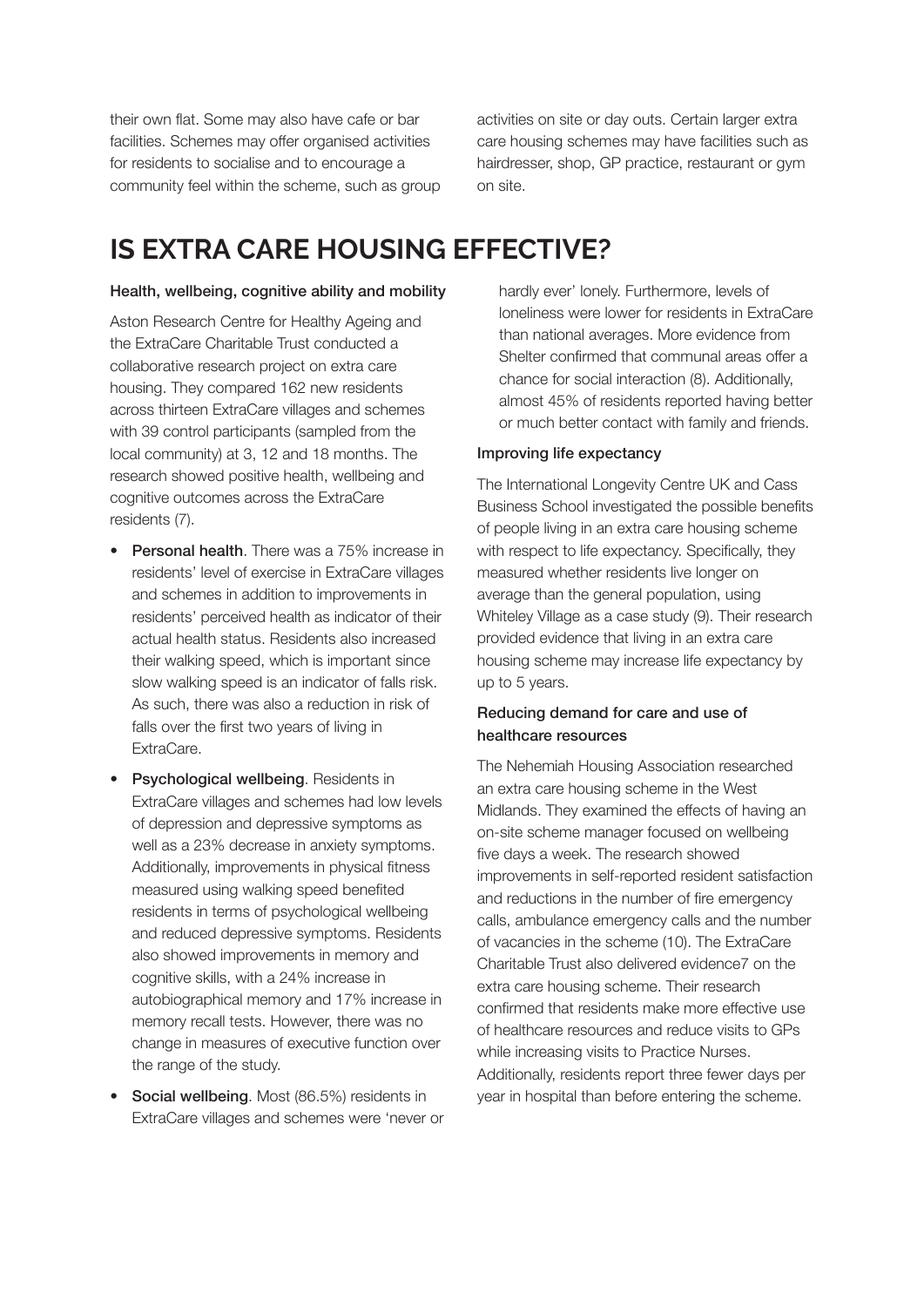their own flat. Some may also have cafe or bar facilities. Schemes may offer organised activities for residents to socialise and to encourage a community feel within the scheme, such as group activities on site or day outs. Certain larger extra care housing schemes may have facilities such as hairdresser, shop, GP practice, restaurant or gym on site.

## IS EXTRA CARE HOUSING EFFECTIVE?

### Health, wellbeing, cognitive ability and mobility

Aston Research Centre for Healthy Ageing and the ExtraCare Charitable Trust conducted a collaborative research project on extra care housing. They compared 162 new residents across thirteen ExtraCare villages and schemes with 39 control participants (sampled from the local community) at 3, 12 and 18 months. The research showed positive health, wellbeing and cognitive outcomes across the ExtraCare residents (7).

- **Personal health**. There was a 75% increase in residents' level of exercise in ExtraCare villages and schemes in addition to improvements in residents' perceived health as indicator of their actual health status. Residents also increased their walking speed, which is important since slow walking speed is an indicator of falls risk. As such, there was also a reduction in risk of falls over the first two years of living in ExtraCare.
- **Psychological wellbeing**. Residents in ExtraCare villages and schemes had low levels of depression and depressive symptoms as well as a 23% decrease in anxiety symptoms. Additionally, improvements in physical fitness measured using walking speed benefited residents in terms of psychological wellbeing and reduced depressive symptoms. Residents also showed improvements in memory and cognitive skills, with a 24% increase in autobiographical memory and 17% increase in memory recall tests. However, there was no change in measures of executive function over the range of the study.
- **Social wellbeing**. Most (86.5%) residents in ExtraCare villages and schemes were 'never or hardly ever' lonely. Furthermore, levels of loneliness were lower for residents in ExtraCare than national averages. More evidence from Shelter confirmed that communal areas offer a chance for social interaction (8). Additionally, almost 45% of residents reported having better or much better contact with family and friends.

### Improving life expectancy

The International Longevity Centre UK and Cass Business School investigated the possible benefits of people living in an extra care housing scheme with respect to life expectancy. Specifically, they measured whether residents live longer on average than the general population, using Whiteley Village as a case study (9). Their research provided evidence that living in an extra care housing scheme may increase life expectancy by up to 5 years.

### Reducing demand for care and use of healthcare resources

The Nehemiah Housing Association researched an extra care housing scheme in the West Midlands. They examined the effects of having an on-site scheme manager focused on wellbeing five days a week. The research showed improvements in self-reported resident satisfaction and reductions in the number of fire emergency calls, ambulance emergency calls and the number of vacancies in the scheme (10). The ExtraCare Charitable Trust also delivered evidence7 on the extra care housing scheme. Their research confirmed that residents make more effective use of healthcare resources and reduce visits to GPs while increasing visits to Practice Nurses. Additionally, residents report three fewer days per year in hospital than before entering the scheme.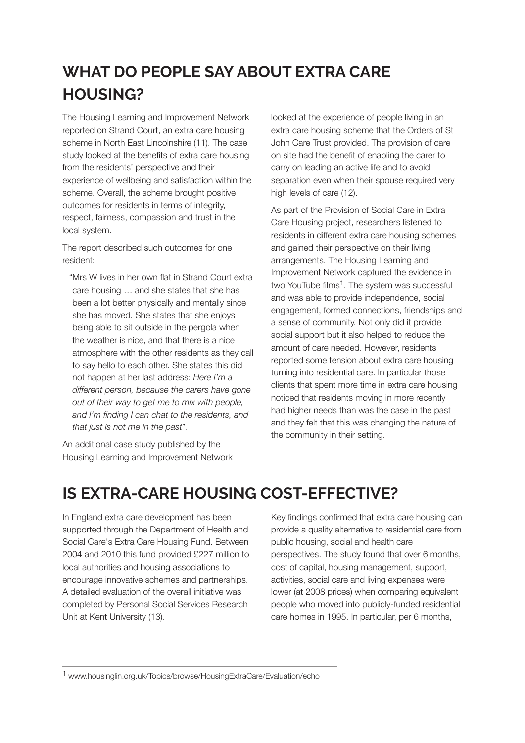## WHAT DO PEOPLE SAY ABOUT EXTRA CARE HOUSING?

The Housing Learning and Improvement Network reported on Strand Court, an extra care housing scheme in North East Lincolnshire (11). The case study looked at the benefits of extra care housing from the residents' perspective and their experience of wellbeing and satisfaction within the scheme. Overall, the scheme brought positive outcomes for residents in terms of integrity, respect, fairness, compassion and trust in the local system.

The report described such outcomes for one resident:

> "Mrs W lives in her own flat in Strand Court extra care housing … and she states that she has been a lot better physically and mentally since she has moved. She states that she enjoys being able to sit outside in the pergola when the weather is nice, and that there is a nice atmosphere with the other residents as they call to say hello to each other. She states this did not happen at her last address: *Here I'm a different person, because the carers have gone out of their way to get me to mix with people, and I'm finding I can chat to the residents, and that just is not me in the past*".

An additional case study published by the Housing Learning and Improvement Network looked at the experience of people living in an extra care housing scheme that the Orders of St John Care Trust provided. The provision of care on site had the benefit of enabling the carer to carry on leading an active life and to avoid separation even when their spouse required very high levels of care (12).

As part of the Provision of Social Care in Extra Care Housing project, researchers listened to residents in different extra care housing schemes and gained their perspective on their living arrangements. The Housing Learning and Improvement Network captured the evidence in two YouTube films[1]. The system was successful and was able to provide independence, social engagement, formed connections, friendships and a sense of community. Not only did it provide social support but it also helped to reduce the amount of care needed. However, residents reported some tension about extra care housing turning into residential care. In particular those clients that spent more time in extra care housing noticed that residents moving in more recently had higher needs than was the case in the past and they felt that this was changing the nature of the community in their setting.

## IS EXTRA-CARE HOUSING COST-EFFECTIVE?

In England extra care development has been supported through the Department of Health and Social Care's Extra Care Housing Fund. Between 2004 and 2010 this fund provided £227 million to local authorities and housing associations to encourage innovative schemes and partnerships. A detailed evaluation of the overall initiative was completed by Personal Social Services Research Unit at Kent University (13).

Key findings confirmed that extra care housing can provide a quality alternative to residential care from public housing, social and health care perspectives. The study found that over 6 months, cost of capital, housing management, support, activities, social care and living expenses were lower (at 2008 prices) when comparing equivalent people who moved into publicly-funded residential care homes in 1995. In particular, per 6 months,

---

[1] www.housinglin.org.uk/Topics/browse/HousingExtraCare/Evaluation/echo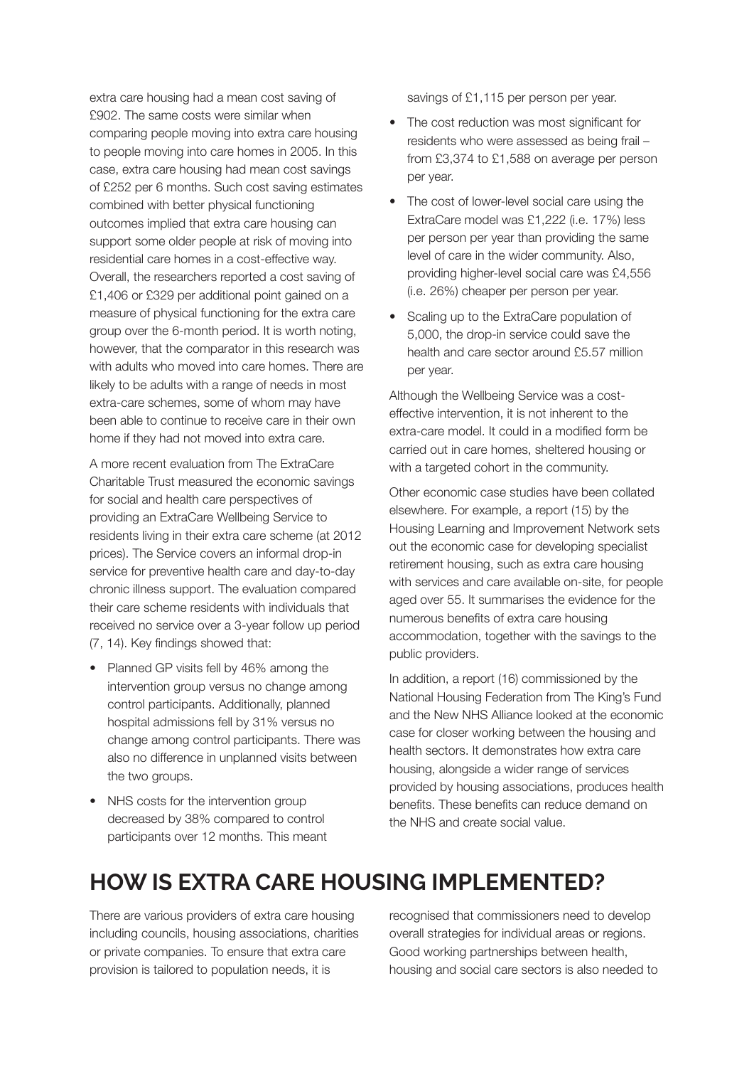extra care housing had a mean cost saving of £902. The same costs were similar when comparing people moving into extra care housing to people moving into care homes in 2005. In this case, extra care housing had mean cost savings of £252 per 6 months. Such cost saving estimates combined with better physical functioning outcomes implied that extra care housing can support some older people at risk of moving into residential care homes in a cost-effective way. Overall, the researchers reported a cost saving of £1,406 or £329 per additional point gained on a measure of physical functioning for the extra care group over the 6-month period. It is worth noting, however, that the comparator in this research was with adults who moved into care homes. There are likely to be adults with a range of needs in most extra-care schemes, some of whom may have been able to continue to receive care in their own home if they had not moved into extra care.

A more recent evaluation from The ExtraCare Charitable Trust measured the economic savings for social and health care perspectives of providing an ExtraCare Wellbeing Service to residents living in their extra care scheme (at 2012 prices). The Service covers an informal drop-in service for preventive health care and day-to-day chronic illness support. The evaluation compared their care scheme residents with individuals that received no service over a 3-year follow up period (7, 14). Key findings showed that:

- Planned GP visits fell by 46% among the intervention group versus no change among control participants. Additionally, planned hospital admissions fell by 31% versus no change among control participants. There was also no difference in unplanned visits between the two groups.
- NHS costs for the intervention group decreased by 38% compared to control participants over 12 months. This meant savings of £1,115 per person per year.
- The cost reduction was most significant for residents who were assessed as being frail – from £3,374 to £1,588 on average per person per year.
- The cost of lower-level social care using the ExtraCare model was £1,222 (i.e. 17%) less per person per year than providing the same level of care in the wider community. Also, providing higher-level social care was £4,556 (i.e. 26%) cheaper per person per year.
- Scaling up to the ExtraCare population of 5,000, the drop-in service could save the health and care sector around £5.57 million per year.

Although the Wellbeing Service was a cost-effective intervention, it is not inherent to the extra-care model. It could in a modified form be carried out in care homes, sheltered housing or with a targeted cohort in the community.

Other economic case studies have been collated elsewhere. For example, a report (15) by the Housing Learning and Improvement Network sets out the economic case for developing specialist retirement housing, such as extra care housing with services and care available on-site, for people aged over 55. It summarises the evidence for the numerous benefits of extra care housing accommodation, together with the savings to the public providers.

In addition, a report (16) commissioned by the National Housing Federation from The King's Fund and the New NHS Alliance looked at the economic case for closer working between the housing and health sectors. It demonstrates how extra care housing, alongside a wider range of services provided by housing associations, produces health benefits. These benefits can reduce demand on the NHS and create social value.

## HOW IS EXTRA CARE HOUSING IMPLEMENTED?

There are various providers of extra care housing including councils, housing associations, charities or private companies. To ensure that extra care provision is tailored to population needs, it is recognised that commissioners need to develop overall strategies for individual areas or regions. Good working partnerships between health, housing and social care sectors is also needed to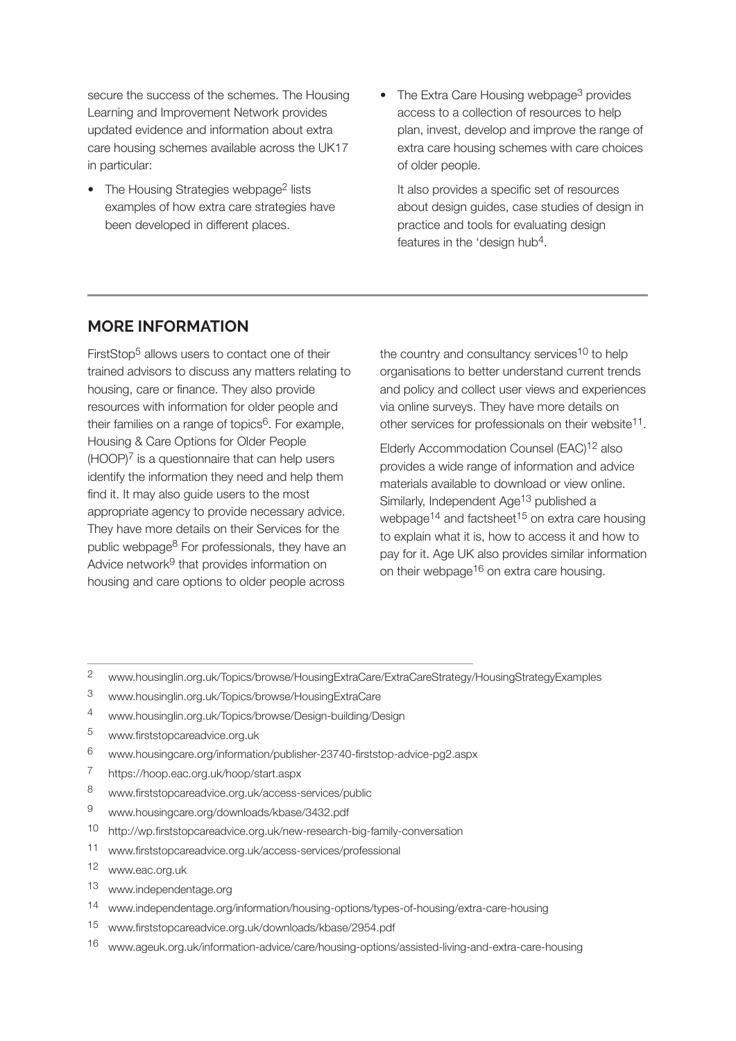secure the success of the schemes. The Housing Learning and Improvement Network provides updated evidence and information about extra care housing schemes available across the UK17 in particular:

- The Housing Strategies webpage[2] lists examples of how extra care strategies have been developed in different places.
- The Extra Care Housing webpage[3] provides access to a collection of resources to help plan, invest, develop and improve the range of extra care housing schemes with care choices of older people.

  It also provides a specific set of resources about design guides, case studies of design in practice and tools for evaluating design features in the 'design hub[4].

## MORE INFORMATION

FirstStop[5] allows users to contact one of their trained advisors to discuss any matters relating to housing, care or finance. They also provide resources with information for older people and their families on a range of topics[6]. For example, Housing & Care Options for Older People (HOOP)[7] is a questionnaire that can help users identify the information they need and help them find it. It may also guide users to the most appropriate agency to provide necessary advice. They have more details on their Services for the public webpage[8] For professionals, they have an Advice network[9] that provides information on housing and care options to older people across the country and consultancy services[10] to help organisations to better understand current trends and policy and collect user views and experiences via online surveys. They have more details on other services for professionals on their website[11].

Elderly Accommodation Counsel (EAC)[12] also provides a wide range of information and advice materials available to download or view online. Similarly, Independent Age[13] published a webpage[14] and factsheet[15] on extra care housing to explain what it is, how to access it and how to pay for it. Age UK also provides similar information on their webpage[16] on extra care housing.

---

2 www.housinglin.org.uk/Topics/browse/HousingExtraCare/ExtraCareStrategy/HousingStrategyExamples

3 www.housinglin.org.uk/Topics/browse/HousingExtraCare

4 www.housinglin.org.uk/Topics/browse/Design-building/Design

5 www.firststopcareadvice.org.uk

6 www.housingcare.org/information/publisher-23740-firststop-advice-pg2.aspx

7 https://hoop.eac.org.uk/hoop/start.aspx

8 www.firststopcareadvice.org.uk/access-services/public

9 www.housingcare.org/downloads/kbase/3432.pdf

10 http://wp.firststopcareadvice.org.uk/new-research-big-family-conversation

11 www.firststopcareadvice.org.uk/access-services/professional

12 www.eac.org.uk

13 www.independentage.org

14 www.independentage.org/information/housing-options/types-of-housing/extra-care-housing

15 www.firststopcareadvice.org.uk/downloads/kbase/2954.pdf

16 www.ageuk.org.uk/information-advice/care/housing-options/assisted-living-and-extra-care-housing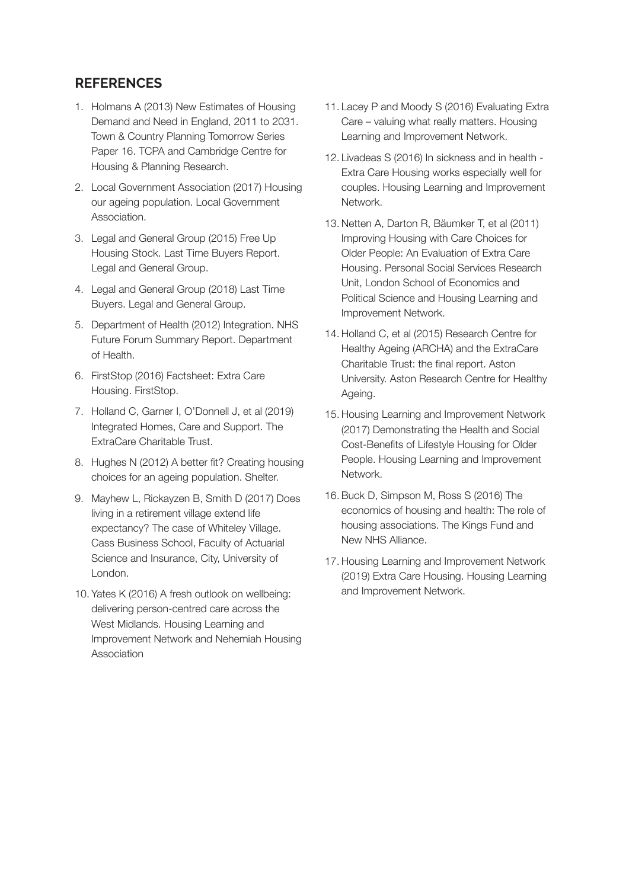## REFERENCES

1. Holmans A (2013) New Estimates of Housing Demand and Need in England, 2011 to 2031. Town & Country Planning Tomorrow Series Paper 16. TCPA and Cambridge Centre for Housing & Planning Research.
2. Local Government Association (2017) Housing our ageing population. Local Government Association.
3. Legal and General Group (2015) Free Up Housing Stock. Last Time Buyers Report. Legal and General Group.
4. Legal and General Group (2018) Last Time Buyers. Legal and General Group.
5. Department of Health (2012) Integration. NHS Future Forum Summary Report. Department of Health.
6. FirstStop (2016) Factsheet: Extra Care Housing. FirstStop.
7. Holland C, Garner I, O'Donnell J, et al (2019) Integrated Homes, Care and Support. The ExtraCare Charitable Trust.
8. Hughes N (2012) A better fit? Creating housing choices for an ageing population. Shelter.
9. Mayhew L, Rickayzen B, Smith D (2017) Does living in a retirement village extend life expectancy? The case of Whiteley Village. Cass Business School, Faculty of Actuarial Science and Insurance, City, University of London.
10. Yates K (2016) A fresh outlook on wellbeing: delivering person-centred care across the West Midlands. Housing Learning and Improvement Network and Nehemiah Housing Association
11. Lacey P and Moody S (2016) Evaluating Extra Care – valuing what really matters. Housing Learning and Improvement Network.
12. Livadeas S (2016) In sickness and in health - Extra Care Housing works especially well for couples. Housing Learning and Improvement Network.
13. Netten A, Darton R, Bäumker T, et al (2011) Improving Housing with Care Choices for Older People: An Evaluation of Extra Care Housing. Personal Social Services Research Unit, London School of Economics and Political Science and Housing Learning and Improvement Network.
14. Holland C, et al (2015) Research Centre for Healthy Ageing (ARCHA) and the ExtraCare Charitable Trust: the final report. Aston University. Aston Research Centre for Healthy Ageing.
15. Housing Learning and Improvement Network (2017) Demonstrating the Health and Social Cost-Benefits of Lifestyle Housing for Older People. Housing Learning and Improvement Network.
16. Buck D, Simpson M, Ross S (2016) The economics of housing and health: The role of housing associations. The Kings Fund and New NHS Alliance.
17. Housing Learning and Improvement Network (2019) Extra Care Housing. Housing Learning and Improvement Network.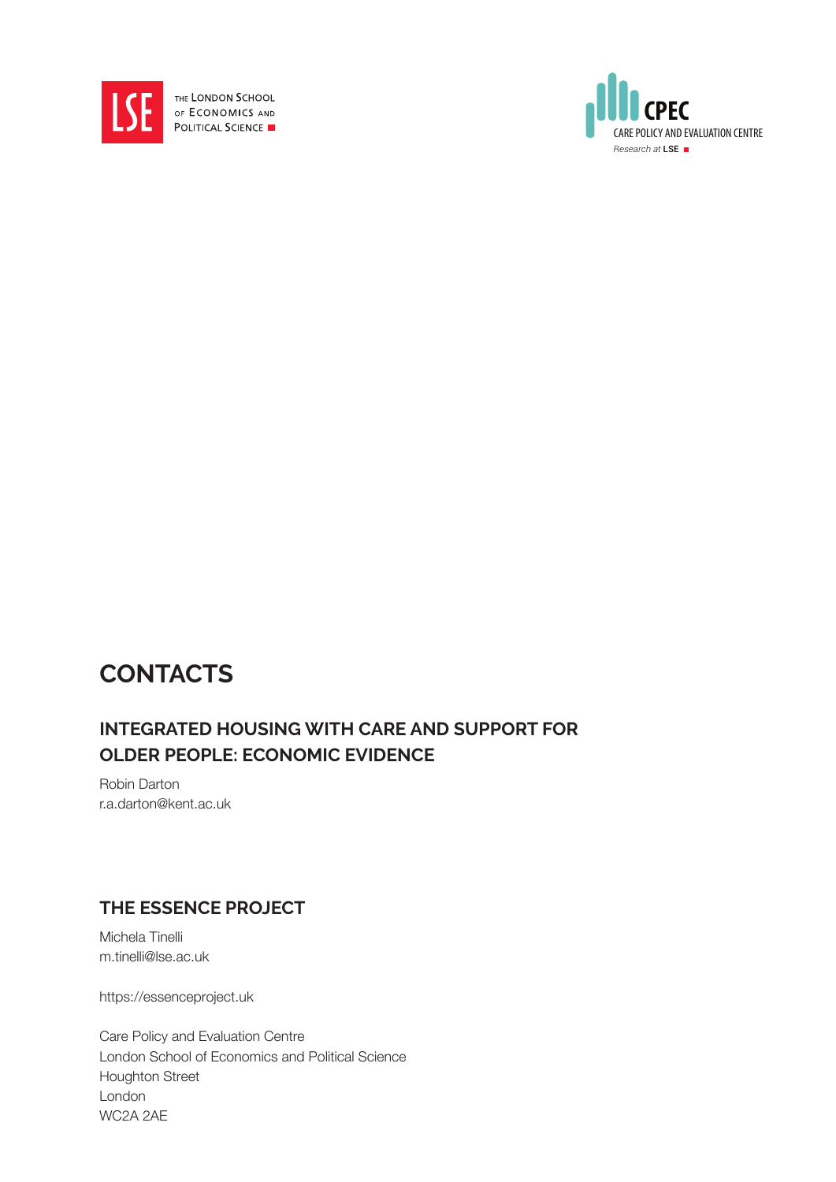# CONTACTS

## INTEGRATED HOUSING WITH CARE AND SUPPORT FOR OLDER PEOPLE: ECONOMIC EVIDENCE

Robin Darton
r.a.darton@kent.ac.uk

## THE ESSENCE PROJECT

Michela Tinelli
m.tinelli@lse.ac.uk

https://essenceproject.uk

Care Policy and Evaluation Centre
London School of Economics and Political Science
Houghton Street
London
WC2A 2AE